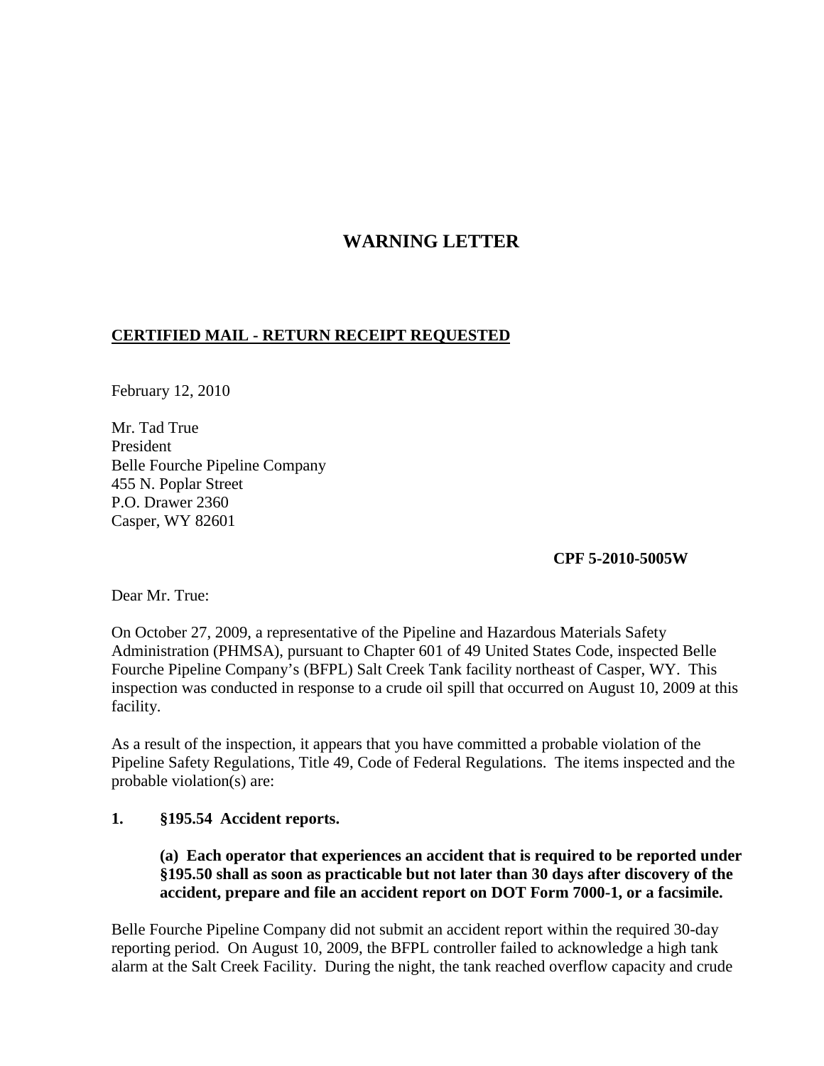# WARNING LETTER

**CERTIFIED MAIL - RETURN RECEIPT REQUESTED**

February 12, 2010

Mr. Tad True
President
Belle Fourche Pipeline Company
455 N. Poplar Street
P.O. Drawer 2360
Casper, WY 82601

**CPF 5-2010-5005W**

Dear Mr. True:

On October 27, 2009, a representative of the Pipeline and Hazardous Materials Safety Administration (PHMSA), pursuant to Chapter 601 of 49 United States Code, inspected Belle Fourche Pipeline Company's (BFPL) Salt Creek Tank facility northeast of Casper, WY. This inspection was conducted in response to a crude oil spill that occurred on August 10, 2009 at this facility.

As a result of the inspection, it appears that you have committed a probable violation of the Pipeline Safety Regulations, Title 49, Code of Federal Regulations. The items inspected and the probable violation(s) are:

**1. §195.54 Accident reports.**

**(a) Each operator that experiences an accident that is required to be reported under §195.50 shall as soon as practicable but not later than 30 days after discovery of the accident, prepare and file an accident report on DOT Form 7000-1, or a facsimile.**

Belle Fourche Pipeline Company did not submit an accident report within the required 30-day reporting period. On August 10, 2009, the BFPL controller failed to acknowledge a high tank alarm at the Salt Creek Facility. During the night, the tank reached overflow capacity and crude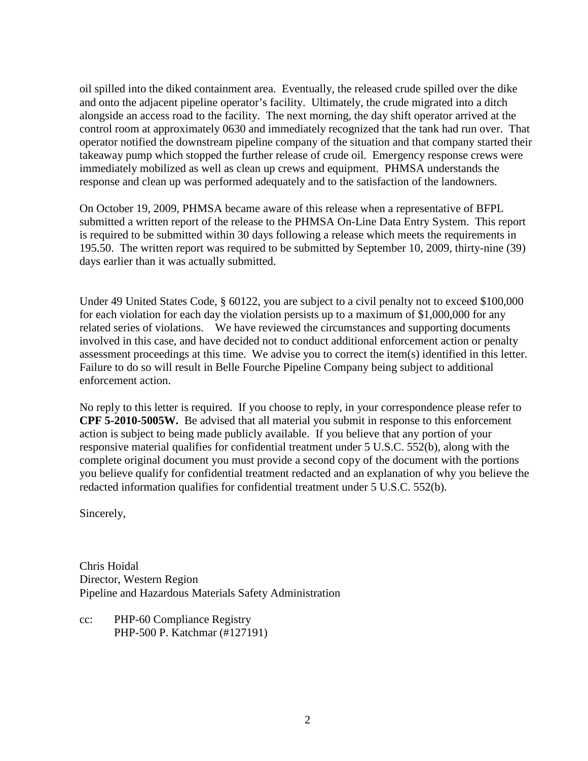oil spilled into the diked containment area. Eventually, the released crude spilled over the dike and onto the adjacent pipeline operator's facility. Ultimately, the crude migrated into a ditch alongside an access road to the facility. The next morning, the day shift operator arrived at the control room at approximately 0630 and immediately recognized that the tank had run over. That operator notified the downstream pipeline company of the situation and that company started their takeaway pump which stopped the further release of crude oil. Emergency response crews were immediately mobilized as well as clean up crews and equipment. PHMSA understands the response and clean up was performed adequately and to the satisfaction of the landowners.

On October 19, 2009, PHMSA became aware of this release when a representative of BFPL submitted a written report of the release to the PHMSA On-Line Data Entry System. This report is required to be submitted within 30 days following a release which meets the requirements in 195.50. The written report was required to be submitted by September 10, 2009, thirty-nine (39) days earlier than it was actually submitted.

Under 49 United States Code, § 60122, you are subject to a civil penalty not to exceed $100,000 for each violation for each day the violation persists up to a maximum of $1,000,000 for any related series of violations. We have reviewed the circumstances and supporting documents involved in this case, and have decided not to conduct additional enforcement action or penalty assessment proceedings at this time. We advise you to correct the item(s) identified in this letter. Failure to do so will result in Belle Fourche Pipeline Company being subject to additional enforcement action.

No reply to this letter is required. If you choose to reply, in your correspondence please refer to **CPF 5-2010-5005W.** Be advised that all material you submit in response to this enforcement action is subject to being made publicly available. If you believe that any portion of your responsive material qualifies for confidential treatment under 5 U.S.C. 552(b), along with the complete original document you must provide a second copy of the document with the portions you believe qualify for confidential treatment redacted and an explanation of why you believe the redacted information qualifies for confidential treatment under 5 U.S.C. 552(b).

Sincerely,

Chris Hoidal
Director, Western Region
Pipeline and Hazardous Materials Safety Administration

cc: PHP-60 Compliance Registry
PHP-500 P. Katchmar (#127191)